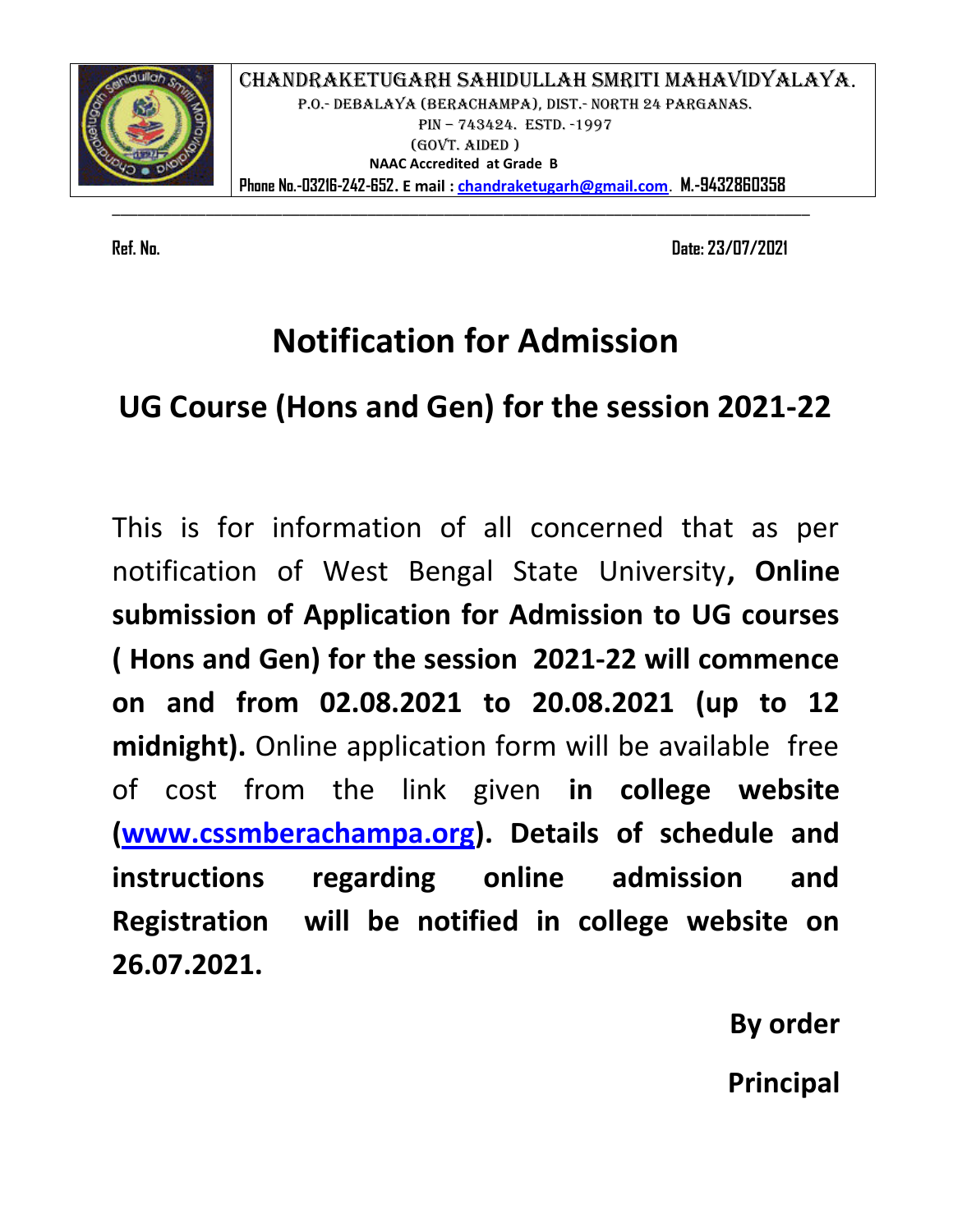CHANDRAKETUGARH SAHIDULLAH SMRITI MAHAVIDYALAYA.
P.O.- DEBALAYA (BERACHAMPA), DIST.- NORTH 24 PARGANAS.
PIN – 743424. ESTD. -1997
(GOVT. AIDED )
NAACAccredited at Grade B
Phone No.-03216-242-652. E mail : chandraketugarh@gmail.com. M.-9432860358

---

Ref. No. Date: 23/07/2021

# Notification for Admission

## UG Course (Hons and Gen) for the session 2021-22

This is for information of all concerned that as per notification of West Bengal State University**, Online submission of Application for Admission to UG courses ( Hons and Gen) for the session 2021-22 will commence on and from 02.08.2021 to 20.08.2021 (up to 12 midnight).** Online application form will be available free of cost from the link given **in college website (www.cssmberachampa.org). Details of schedule and instructions regarding online admission and Registration will be notified in college website on 26.07.2021.**

**By order**

**Principal**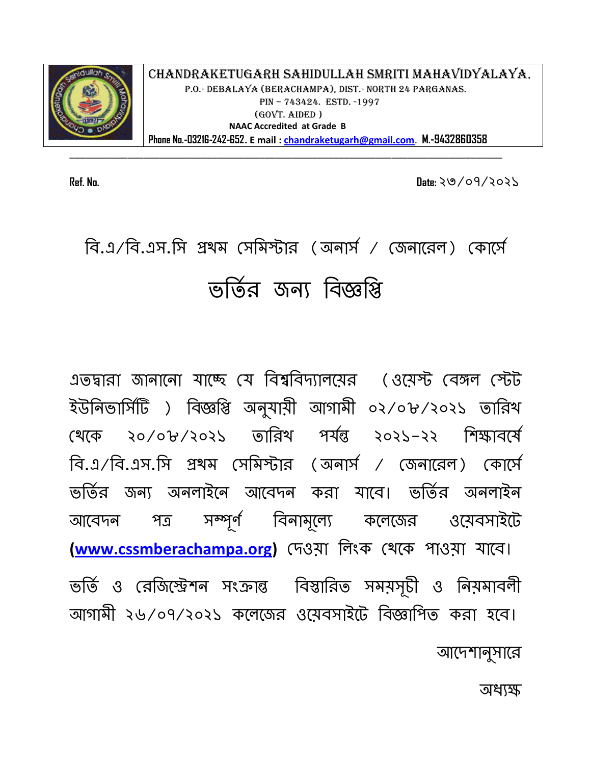**CHANDRAKETUGARH SAHIDULLAH SMRITI MAHAVIDYALAYA.**
P.O.- DEBALAYA (BERACHAMPA), DIST.- NORTH 24 PARGANAS.
PIN – 743424. ESTD. -1997
(GOVT. AIDED )
NAAC Accredited at Grade B
Phone No.-03216-242-652. E mail : chandraketugarh@gmail.com. M.-9432860358

---

**Ref. No.** **Date:** ২৩/০৭/২০২১

# বি.এ/বি.এস.সি প্রথম সেমিস্টার (অনার্স / জেনারেল) কোর্সে

# ভর্তির জন্য বিজ্ঞপ্তি

এতদ্বারা জানানো যাচ্ছে যে বিশ্ববিদ্যালয়ের (ওয়েস্ট বেঙ্গল স্টেট ইউনিভার্সিটি ) বিজ্ঞপ্তি অনুযায়ী আগামী ০২/০৮/২০২১ তারিখ থেকে ২০/০৮/২০২১ তারিখ পর্যন্ত ২০২১-২২ শিক্ষাবর্ষে বি.এ/বি.এস.সি প্রথম সেমিস্টার (অনার্স / জেনারেল) কোর্সে ভর্তির জন্য অনলাইনে আবেদন করা যাবে। ভর্তির অনলাইন আবেদন পত্র সম্পূর্ণ বিনামূল্যে কলেজের ওয়েবসাইটে (**www.cssmberachampa.org**) দেওয়া লিংক থেকে পাওয়া যাবে।

ভর্তি ও রেজিস্ট্রেশন সংক্রান্ত বিস্তারিত সময়সূচী ও নিয়মাবলী আগামী ২৬/০৭/২০২১ কলেজের ওয়েবসাইটে বিজ্ঞাপিত করা হবে।

আদেশানুসারে

অধ্যক্ষ